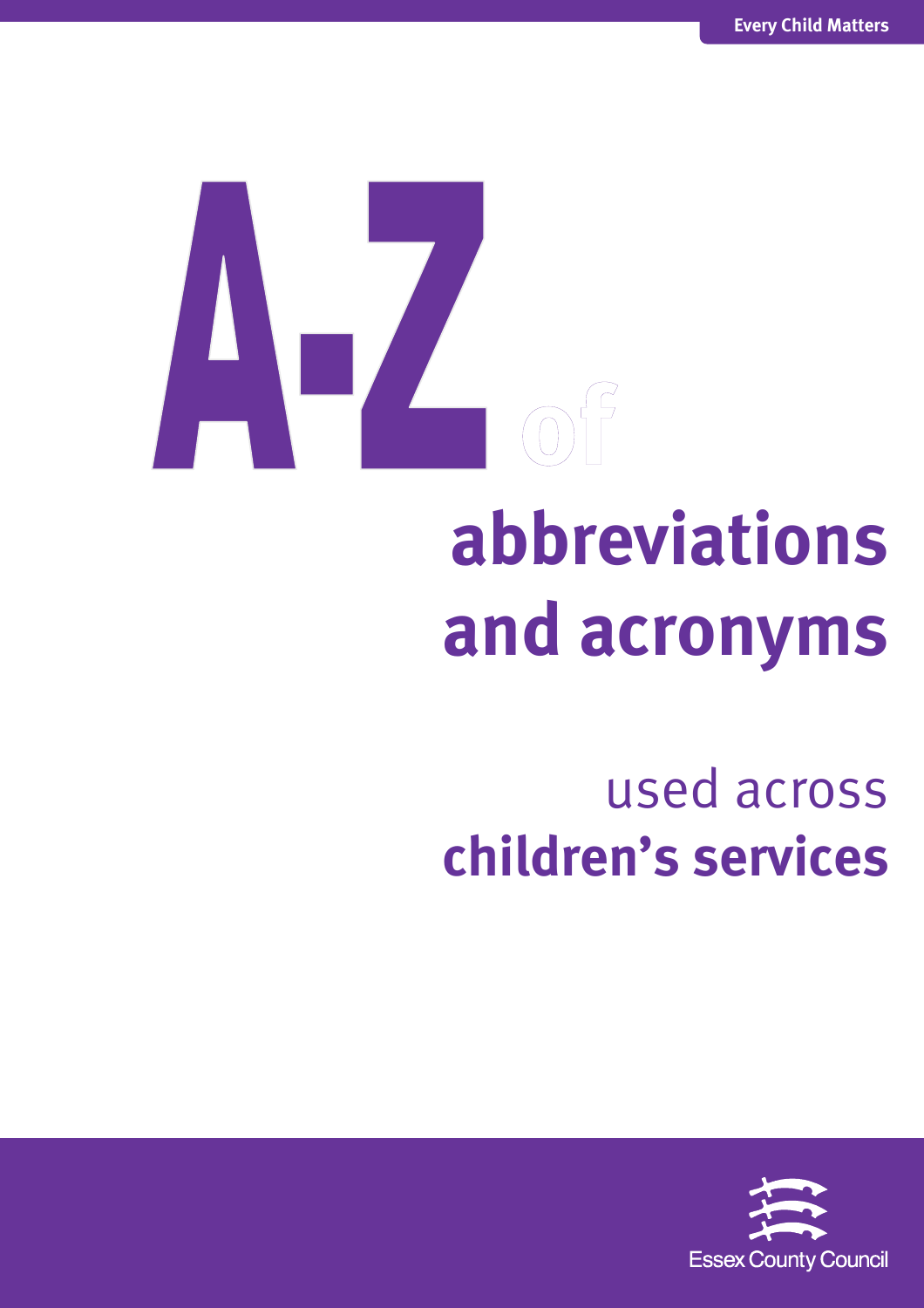Every Child Matters

# A-Z of abbreviations and acronyms

## used across children's services

Essex County Council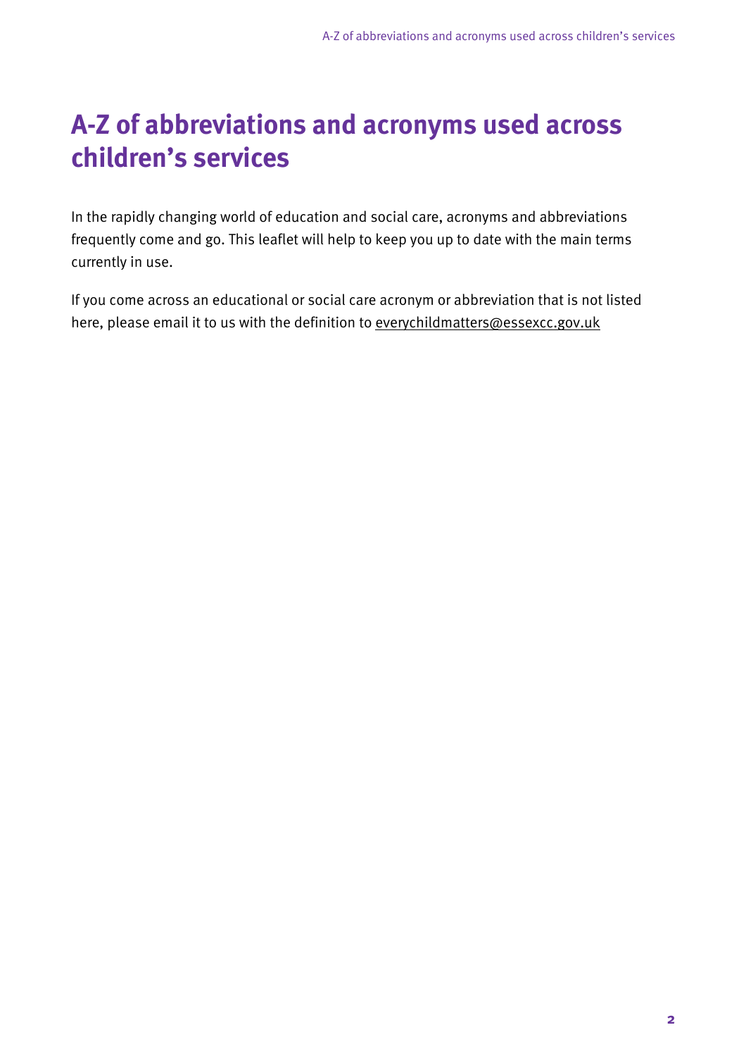# A-Z of abbreviations and acronyms used across children's services

In the rapidly changing world of education and social care, acronyms and abbreviations frequently come and go. This leaflet will help to keep you up to date with the main terms currently in use.

If you come across an educational or social care acronym or abbreviation that is not listed here, please email it to us with the definition to everychildmatters@essexcc.gov.uk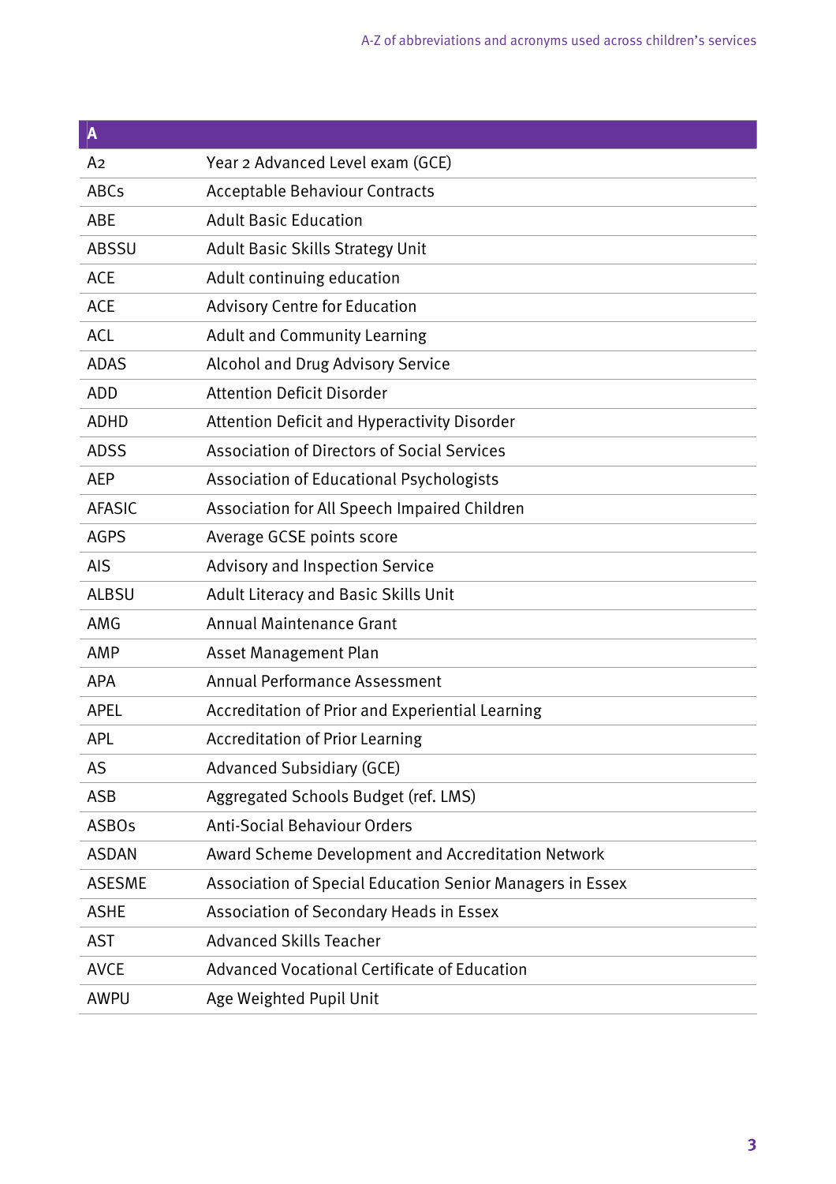| A | |
|---|---|
| A2 | Year 2 Advanced Level exam (GCE) |
| ABCs | Acceptable Behaviour Contracts |
| ABE | Adult Basic Education |
| ABSSU | Adult Basic Skills Strategy Unit |
| ACE | Adult continuing education |
| ACE | Advisory Centre for Education |
| ACL | Adult and Community Learning |
| ADAS | Alcohol and Drug Advisory Service |
| ADD | Attention Deficit Disorder |
| ADHD | Attention Deficit and Hyperactivity Disorder |
| ADSS | Association of Directors of Social Services |
| AEP | Association of Educational Psychologists |
| AFASIC | Association for All Speech Impaired Children |
| AGPS | Average GCSE points score |
| AIS | Advisory and Inspection Service |
| ALBSU | Adult Literacy and Basic Skills Unit |
| AMG | Annual Maintenance Grant |
| AMP | Asset Management Plan |
| APA | Annual Performance Assessment |
| APEL | Accreditation of Prior and Experiential Learning |
| APL | Accreditation of Prior Learning |
| AS | Advanced Subsidiary (GCE) |
| ASB | Aggregated Schools Budget (ref. LMS) |
| ASBOs | Anti-Social Behaviour Orders |
| ASDAN | Award Scheme Development and Accreditation Network |
| ASESME | Association of Special Education Senior Managers in Essex |
| ASHE | Association of Secondary Heads in Essex |
| AST | Advanced Skills Teacher |
| AVCE | Advanced Vocational Certificate of Education |
| AWPU | Age Weighted Pupil Unit |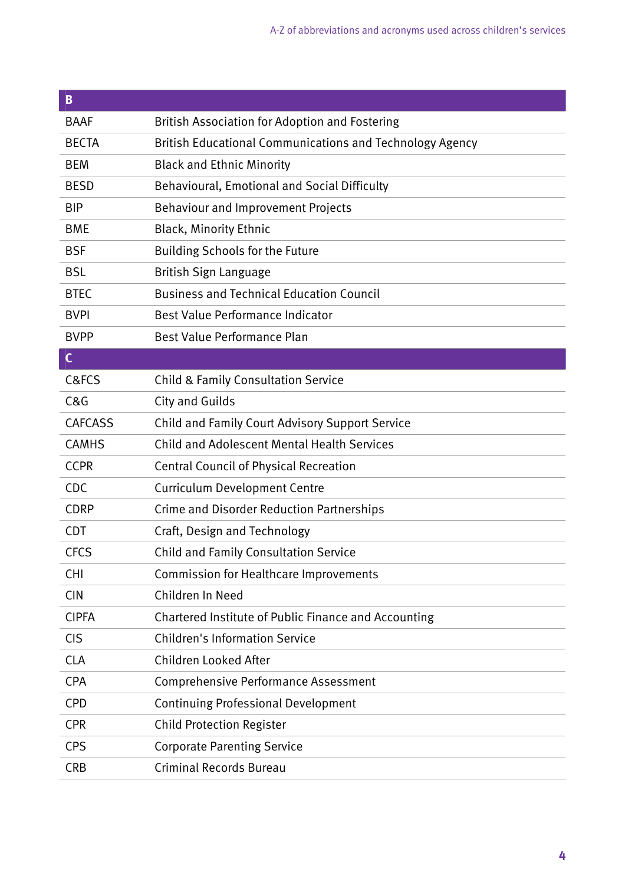| B | |
|---|---|
| BAAF | British Association for Adoption and Fostering |
| BECTA | British Educational Communications and Technology Agency |
| BEM | Black and Ethnic Minority |
| BESD | Behavioural, Emotional and Social Difficulty |
| BIP | Behaviour and Improvement Projects |
| BME | Black, Minority Ethnic |
| BSF | Building Schools for the Future |
| BSL | British Sign Language |
| BTEC | Business and Technical Education Council |
| BVPI | Best Value Performance Indicator |
| BVPP | Best Value Performance Plan |
| **C** | |
| C&FCS | Child & Family Consultation Service |
| C&G | City and Guilds |
| CAFCASS | Child and Family Court Advisory Support Service |
| CAMHS | Child and Adolescent Mental Health Services |
| CCPR | Central Council of Physical Recreation |
| CDC | Curriculum Development Centre |
| CDRP | Crime and Disorder Reduction Partnerships |
| CDT | Craft, Design and Technology |
| CFCS | Child and Family Consultation Service |
| CHI | Commission for Healthcare Improvements |
| CIN | Children In Need |
| CIPFA | Chartered Institute of Public Finance and Accounting |
| CIS | Children's Information Service |
| CLA | Children Looked After |
| CPA | Comprehensive Performance Assessment |
| CPD | Continuing Professional Development |
| CPR | Child Protection Register |
| CPS | Corporate Parenting Service |
| CRB | Criminal Records Bureau |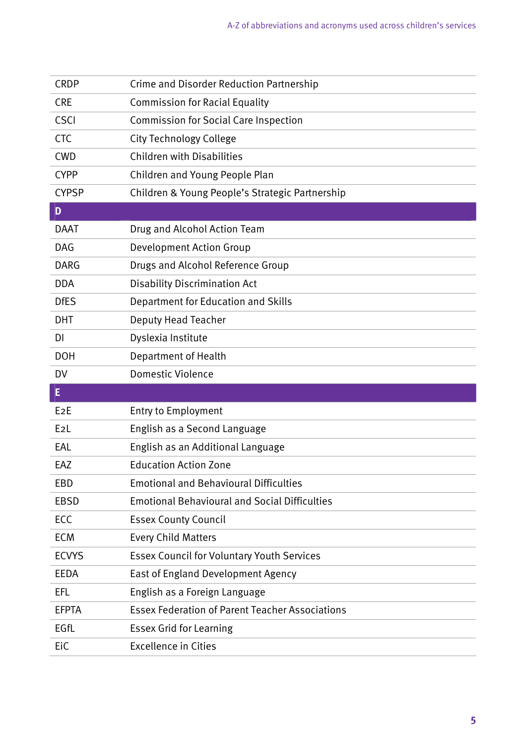| | |
|---|---|
| CRDP | Crime and Disorder Reduction Partnership |
| CRE | Commission for Racial Equality |
| CSCI | Commission for Social Care Inspection |
| CTC | City Technology College |
| CWD | Children with Disabilities |
| CYPP | Children and Young People Plan |
| CYPSP | Children & Young People's Strategic Partnership |
| **D** | |
| DAAT | Drug and Alcohol Action Team |
| DAG | Development Action Group |
| DARG | Drugs and Alcohol Reference Group |
| DDA | Disability Discrimination Act |
| DfES | Department for Education and Skills |
| DHT | Deputy Head Teacher |
| DI | Dyslexia Institute |
| DOH | Department of Health |
| DV | Domestic Violence |
| **E** | |
| E2E | Entry to Employment |
| E2L | English as a Second Language |
| EAL | English as an Additional Language |
| EAZ | Education Action Zone |
| EBD | Emotional and Behavioural Difficulties |
| EBSD | Emotional Behavioural and Social Difficulties |
| ECC | Essex County Council |
| ECM | Every Child Matters |
| ECVYS | Essex Council for Voluntary Youth Services |
| EEDA | East of England Development Agency |
| EFL | English as a Foreign Language |
| EFPTA | Essex Federation of Parent Teacher Associations |
| EGfL | Essex Grid for Learning |
| EiC | Excellence in Cities |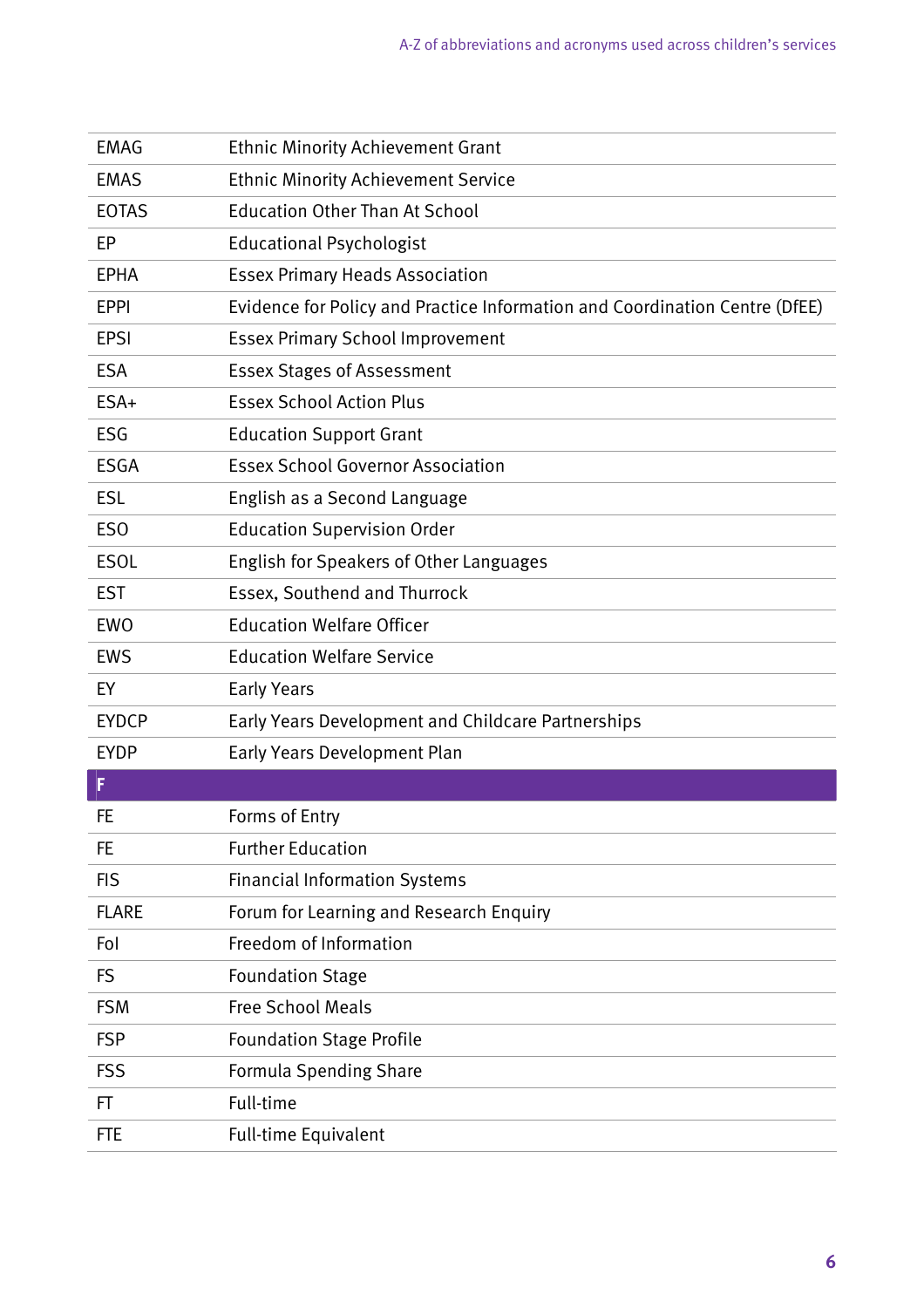| | |
|---|---|
| EMAG | Ethnic Minority Achievement Grant |
| EMAS | Ethnic Minority Achievement Service |
| EOTAS | Education Other Than At School |
| EP | Educational Psychologist |
| EPHA | Essex Primary Heads Association |
| EPPI | Evidence for Policy and Practice Information and Coordination Centre (DfEE) |
| EPSI | Essex Primary School Improvement |
| ESA | Essex Stages of Assessment |
| ESA+ | Essex School Action Plus |
| ESG | Education Support Grant |
| ESGA | Essex School Governor Association |
| ESL | English as a Second Language |
| ESO | Education Supervision Order |
| ESOL | English for Speakers of Other Languages |
| EST | Essex, Southend and Thurrock |
| EWO | Education Welfare Officer |
| EWS | Education Welfare Service |
| EY | Early Years |
| EYDCP | Early Years Development and Childcare Partnerships |
| EYDP | Early Years Development Plan |
| **F** | |
| FE | Forms of Entry |
| FE | Further Education |
| FIS | Financial Information Systems |
| FLARE | Forum for Learning and Research Enquiry |
| FoI | Freedom of Information |
| FS | Foundation Stage |
| FSM | Free School Meals |
| FSP | Foundation Stage Profile |
| FSS | Formula Spending Share |
| FT | Full-time |
| FTE | Full-time Equivalent |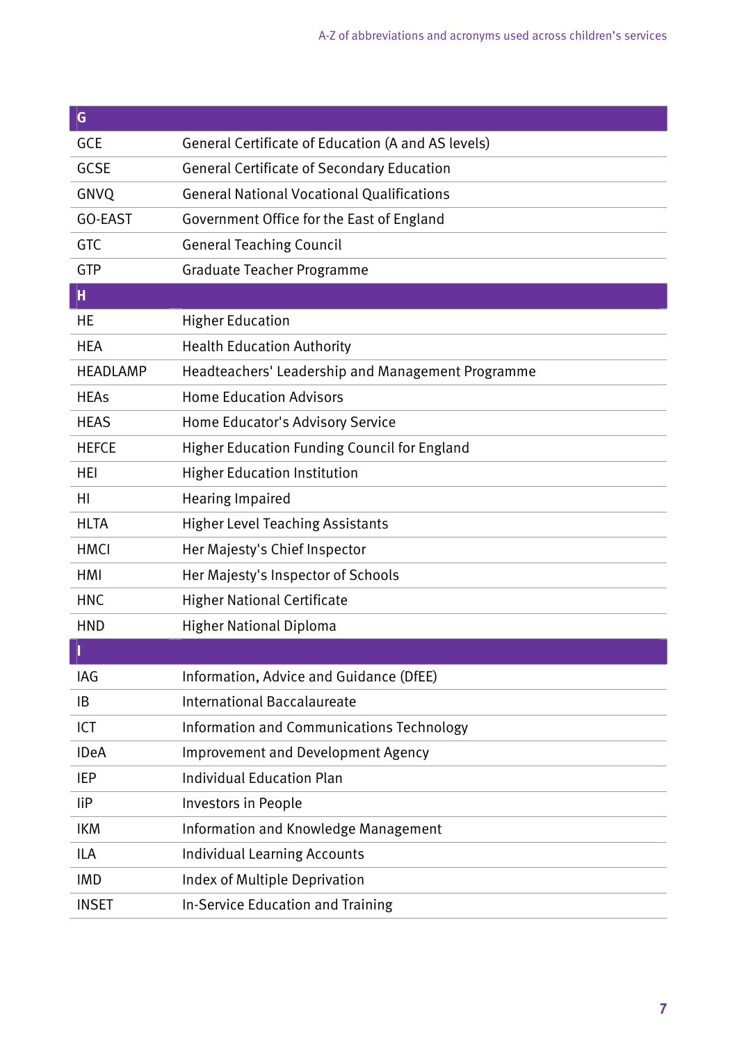| G | |
|---|---|
| GCE | General Certificate of Education (A and AS levels) |
| GCSE | General Certificate of Secondary Education |
| GNVQ | General National Vocational Qualifications |
| GO-EAST | Government Office for the East of England |
| GTC | General Teaching Council |
| GTP | Graduate Teacher Programme |

| H | |
|---|---|
| HE | Higher Education |
| HEA | Health Education Authority |
| HEADLAMP | Headteachers' Leadership and Management Programme |
| HEAs | Home Education Advisors |
| HEAS | Home Educator's Advisory Service |
| HEFCE | Higher Education Funding Council for England |
| HEI | Higher Education Institution |
| HI | Hearing Impaired |
| HLTA | Higher Level Teaching Assistants |
| HMCI | Her Majesty's Chief Inspector |
| HMI | Her Majesty's Inspector of Schools |
| HNC | Higher National Certificate |
| HND | Higher National Diploma |

| I | |
|---|---|
| IAG | Information, Advice and Guidance (DfEE) |
| IB | International Baccalaureate |
| ICT | Information and Communications Technology |
| IDeA | Improvement and Development Agency |
| IEP | Individual Education Plan |
| IiP | Investors in People |
| IKM | Information and Knowledge Management |
| ILA | Individual Learning Accounts |
| IMD | Index of Multiple Deprivation |
| INSET | In-Service Education and Training |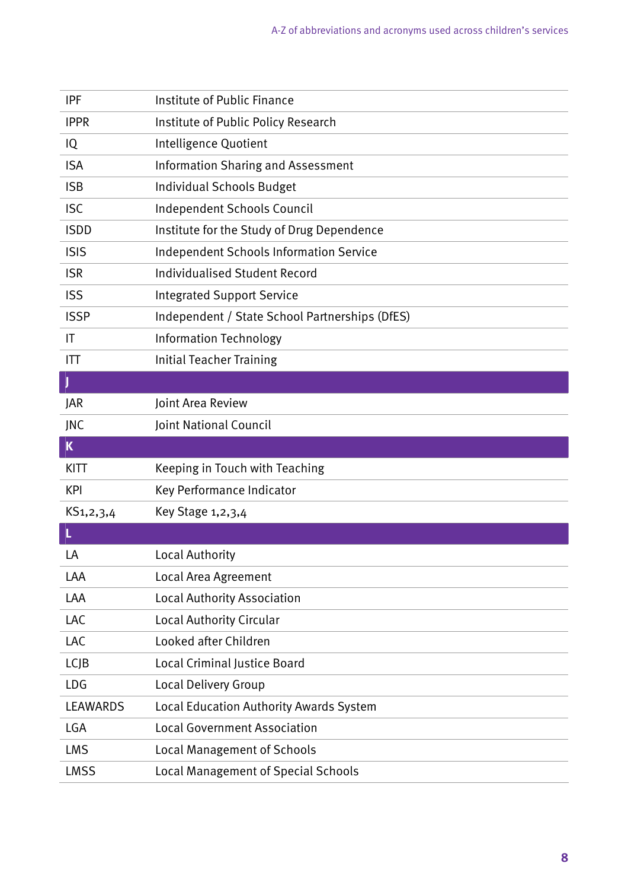| | |
|---|---|
| IPF | Institute of Public Finance |
| IPPR | Institute of Public Policy Research |
| IQ | Intelligence Quotient |
| ISA | Information Sharing and Assessment |
| ISB | Individual Schools Budget |
| ISC | Independent Schools Council |
| ISDD | Institute for the Study of Drug Dependence |
| ISIS | Independent Schools Information Service |
| ISR | Individualised Student Record |
| ISS | Integrated Support Service |
| ISSP | Independent / State School Partnerships (DfES) |
| IT | Information Technology |
| ITT | Initial Teacher Training |
| **J** | |
| JAR | Joint Area Review |
| JNC | Joint National Council |
| **K** | |
| KITT | Keeping in Touch with Teaching |
| KPI | Key Performance Indicator |
| KS1,2,3,4 | Key Stage 1,2,3,4 |
| **L** | |
| LA | Local Authority |
| LAA | Local Area Agreement |
| LAA | Local Authority Association |
| LAC | Local Authority Circular |
| LAC | Looked after Children |
| LCJB | Local Criminal Justice Board |
| LDG | Local Delivery Group |
| LEAWARDS | Local Education Authority Awards System |
| LGA | Local Government Association |
| LMS | Local Management of Schools |
| LMSS | Local Management of Special Schools |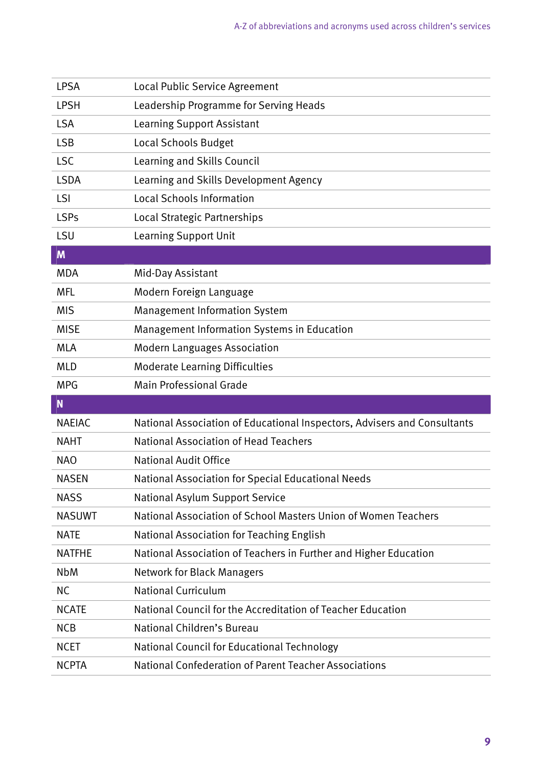| | |
|---|---|
| LPSA | Local Public Service Agreement |
| LPSH | Leadership Programme for Serving Heads |
| LSA | Learning Support Assistant |
| LSB | Local Schools Budget |
| LSC | Learning and Skills Council |
| LSDA | Learning and Skills Development Agency |
| LSI | Local Schools Information |
| LSPs | Local Strategic Partnerships |
| LSU | Learning Support Unit |
| **M** | |
| MDA | Mid-Day Assistant |
| MFL | Modern Foreign Language |
| MIS | Management Information System |
| MISE | Management Information Systems in Education |
| MLA | Modern Languages Association |
| MLD | Moderate Learning Difficulties |
| MPG | Main Professional Grade |
| **N** | |
| NAEIAC | National Association of Educational Inspectors, Advisers and Consultants |
| NAHT | National Association of Head Teachers |
| NAO | National Audit Office |
| NASEN | National Association for Special Educational Needs |
| NASS | National Asylum Support Service |
| NASUWT | National Association of School Masters Union of Women Teachers |
| NATE | National Association for Teaching English |
| NATFHE | National Association of Teachers in Further and Higher Education |
| NbM | Network for Black Managers |
| NC | National Curriculum |
| NCATE | National Council for the Accreditation of Teacher Education |
| NCB | National Children's Bureau |
| NCET | National Council for Educational Technology |
| NCPTA | National Confederation of Parent Teacher Associations |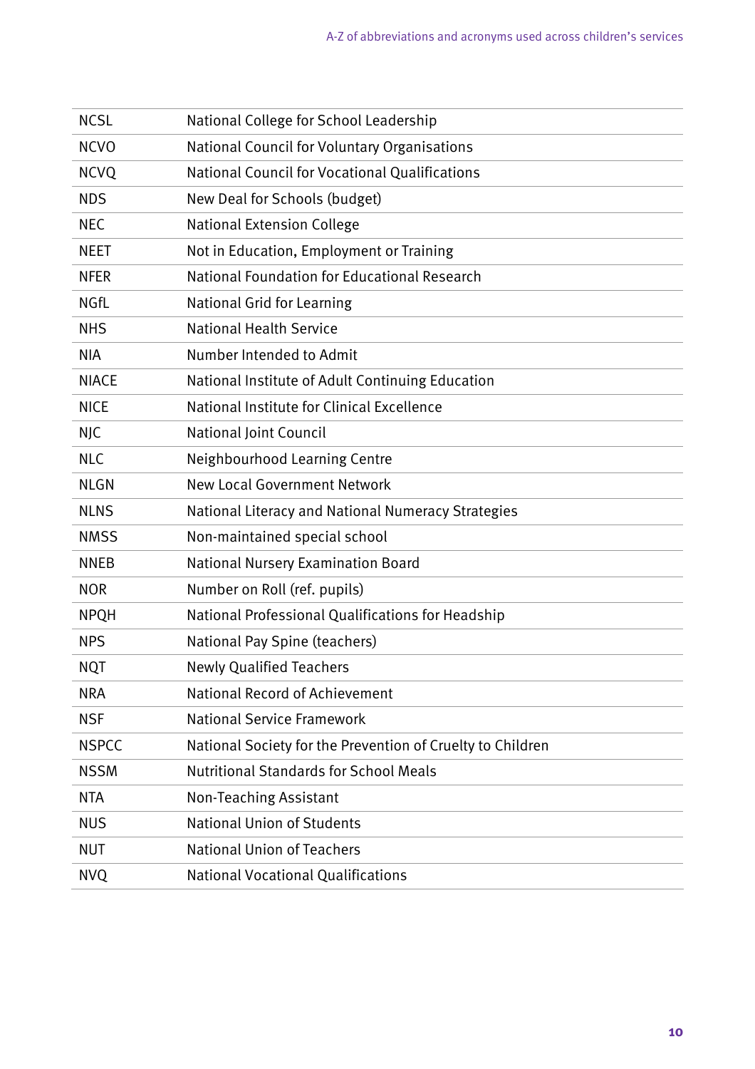| | |
|---|---|
| NCSL | National College for School Leadership |
| NCVO | National Council for Voluntary Organisations |
| NCVQ | National Council for Vocational Qualifications |
| NDS | New Deal for Schools (budget) |
| NEC | National Extension College |
| NEET | Not in Education, Employment or Training |
| NFER | National Foundation for Educational Research |
| NGfL | National Grid for Learning |
| NHS | National Health Service |
| NIA | Number Intended to Admit |
| NIACE | National Institute of Adult Continuing Education |
| NICE | National Institute for Clinical Excellence |
| NJC | National Joint Council |
| NLC | Neighbourhood Learning Centre |
| NLGN | New Local Government Network |
| NLNS | National Literacy and National Numeracy Strategies |
| NMSS | Non-maintained special school |
| NNEB | National Nursery Examination Board |
| NOR | Number on Roll (ref. pupils) |
| NPQH | National Professional Qualifications for Headship |
| NPS | National Pay Spine (teachers) |
| NQT | Newly Qualified Teachers |
| NRA | National Record of Achievement |
| NSF | National Service Framework |
| NSPCC | National Society for the Prevention of Cruelty to Children |
| NSSM | Nutritional Standards for School Meals |
| NTA | Non-Teaching Assistant |
| NUS | National Union of Students |
| NUT | National Union of Teachers |
| NVQ | National Vocational Qualifications |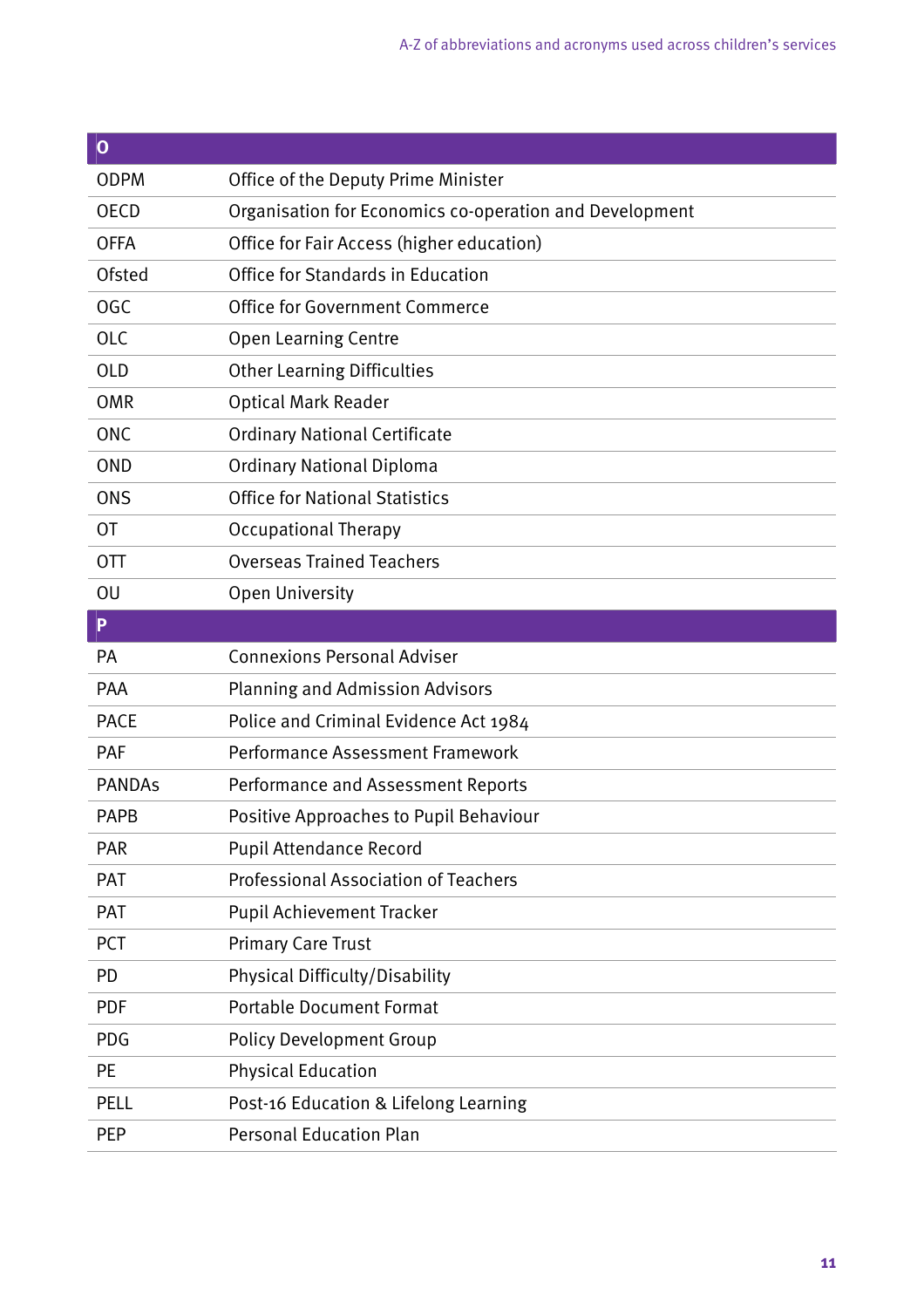| O | |
|---|---|
| ODPM | Office of the Deputy Prime Minister |
| OECD | Organisation for Economics co-operation and Development |
| OFFA | Office for Fair Access (higher education) |
| Ofsted | Office for Standards in Education |
| OGC | Office for Government Commerce |
| OLC | Open Learning Centre |
| OLD | Other Learning Difficulties |
| OMR | Optical Mark Reader |
| ONC | Ordinary National Certificate |
| OND | Ordinary National Diploma |
| ONS | Office for National Statistics |
| OT | Occupational Therapy |
| OTT | Overseas Trained Teachers |
| OU | Open University |

| P | |
|---|---|
| PA | Connexions Personal Adviser |
| PAA | Planning and Admission Advisors |
| PACE | Police and Criminal Evidence Act 1984 |
| PAF | Performance Assessment Framework |
| PANDAs | Performance and Assessment Reports |
| PAPB | Positive Approaches to Pupil Behaviour |
| PAR | Pupil Attendance Record |
| PAT | Professional Association of Teachers |
| PAT | Pupil Achievement Tracker |
| PCT | Primary Care Trust |
| PD | Physical Difficulty/Disability |
| PDF | Portable Document Format |
| PDG | Policy Development Group |
| PE | Physical Education |
| PELL | Post-16 Education & Lifelong Learning |
| PEP | Personal Education Plan |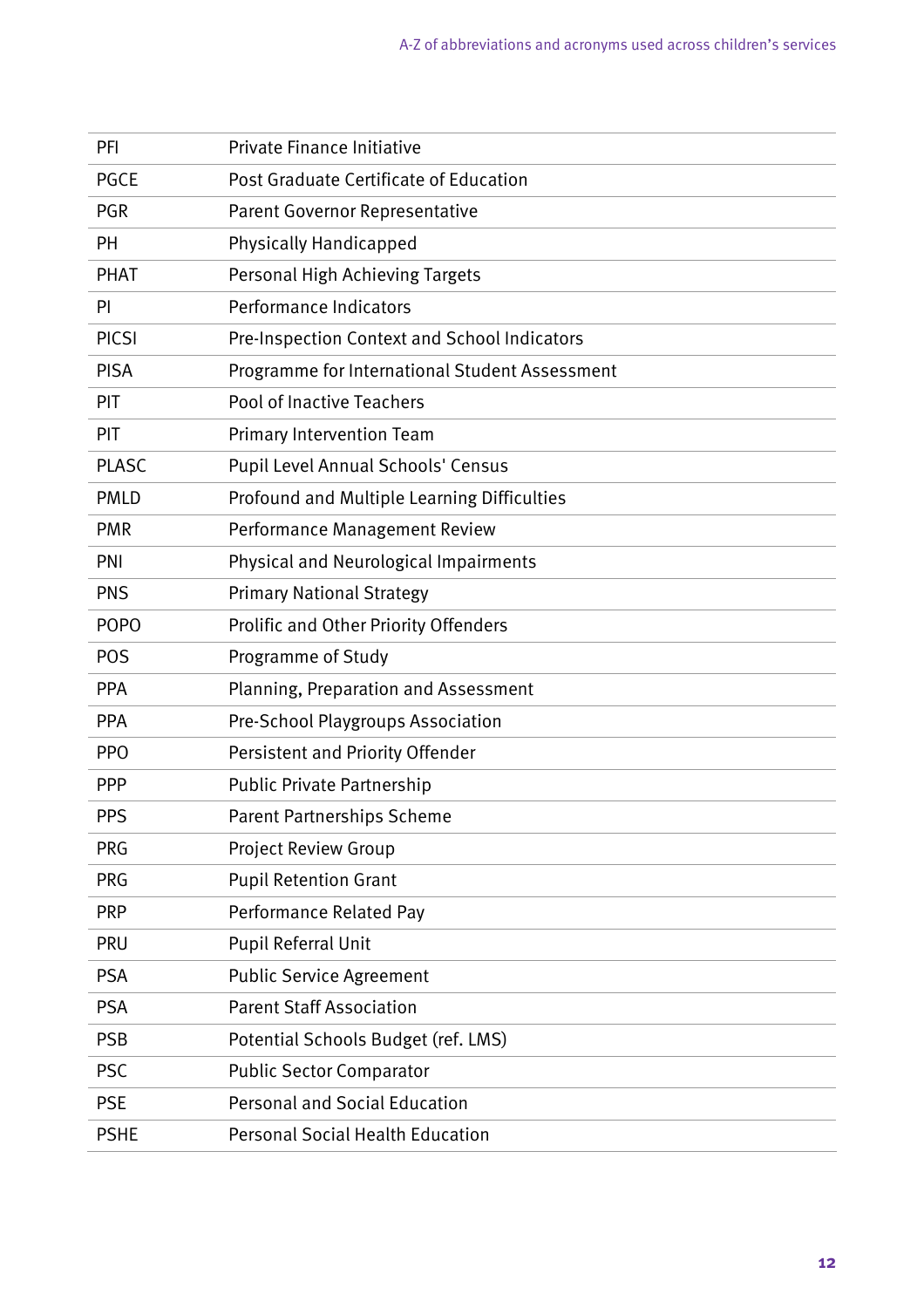| | |
|---|---|
| PFI | Private Finance Initiative |
| PGCE | Post Graduate Certificate of Education |
| PGR | Parent Governor Representative |
| PH | Physically Handicapped |
| PHAT | Personal High Achieving Targets |
| PI | Performance Indicators |
| PICSI | Pre-Inspection Context and School Indicators |
| PISA | Programme for International Student Assessment |
| PIT | Pool of Inactive Teachers |
| PIT | Primary Intervention Team |
| PLASC | Pupil Level Annual Schools' Census |
| PMLD | Profound and Multiple Learning Difficulties |
| PMR | Performance Management Review |
| PNI | Physical and Neurological Impairments |
| PNS | Primary National Strategy |
| POPO | Prolific and Other Priority Offenders |
| POS | Programme of Study |
| PPA | Planning, Preparation and Assessment |
| PPA | Pre-School Playgroups Association |
| PPO | Persistent and Priority Offender |
| PPP | Public Private Partnership |
| PPS | Parent Partnerships Scheme |
| PRG | Project Review Group |
| PRG | Pupil Retention Grant |
| PRP | Performance Related Pay |
| PRU | Pupil Referral Unit |
| PSA | Public Service Agreement |
| PSA | Parent Staff Association |
| PSB | Potential Schools Budget (ref. LMS) |
| PSC | Public Sector Comparator |
| PSE | Personal and Social Education |
| PSHE | Personal Social Health Education |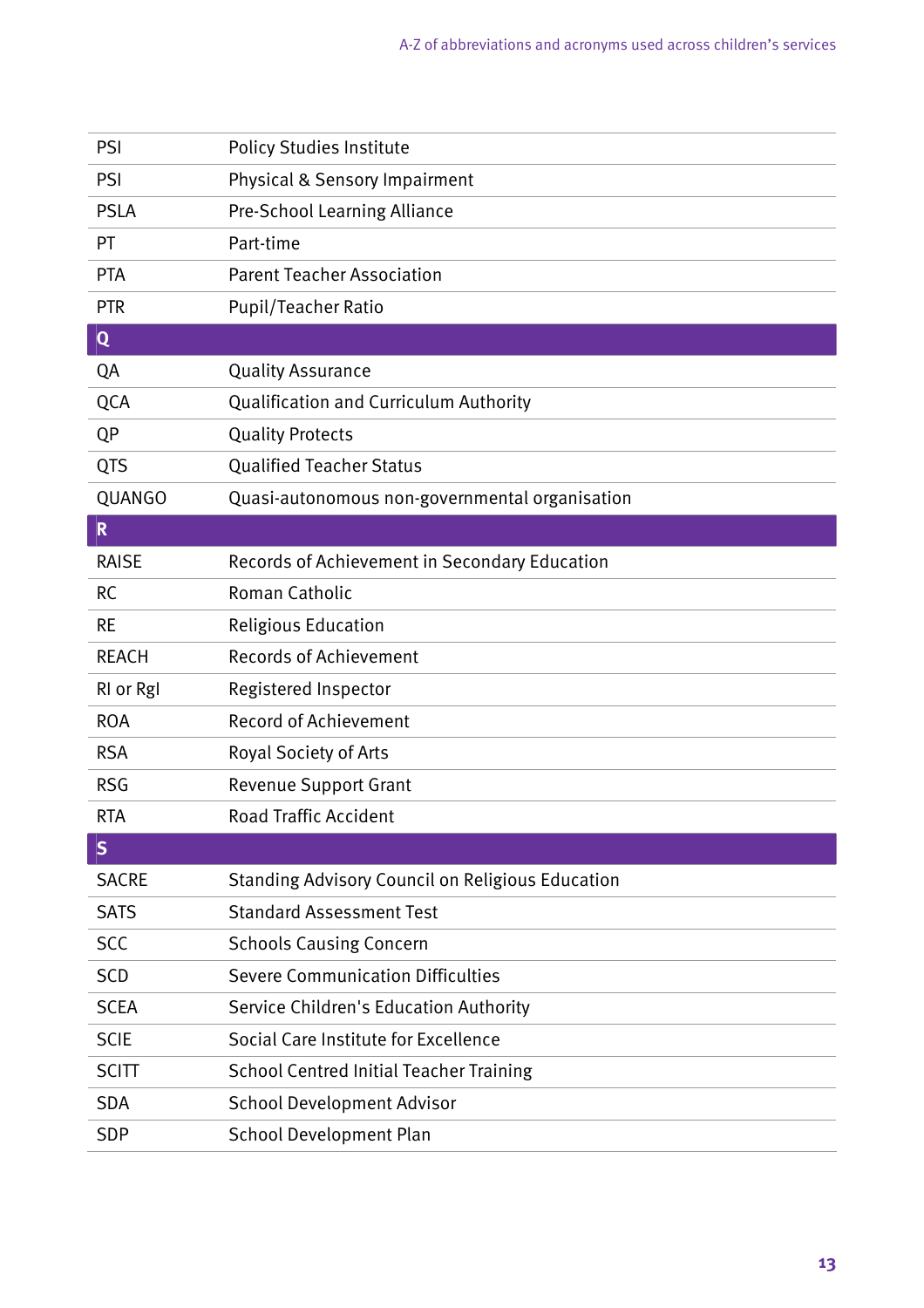| | |
|---|---|
| PSI | Policy Studies Institute |
| PSI | Physical & Sensory Impairment |
| PSLA | Pre-School Learning Alliance |
| PT | Part-time |
| PTA | Parent Teacher Association |
| PTR | Pupil/Teacher Ratio |
| **Q** | |
| QA | Quality Assurance |
| QCA | Qualification and Curriculum Authority |
| QP | Quality Protects |
| QTS | Qualified Teacher Status |
| QUANGO | Quasi-autonomous non-governmental organisation |
| **R** | |
| RAISE | Records of Achievement in Secondary Education |
| RC | Roman Catholic |
| RE | Religious Education |
| REACH | Records of Achievement |
| RI or RgI | Registered Inspector |
| ROA | Record of Achievement |
| RSA | Royal Society of Arts |
| RSG | Revenue Support Grant |
| RTA | Road Traffic Accident |
| **S** | |
| SACRE | Standing Advisory Council on Religious Education |
| SATS | Standard Assessment Test |
| SCC | Schools Causing Concern |
| SCD | Severe Communication Difficulties |
| SCEA | Service Children's Education Authority |
| SCIE | Social Care Institute for Excellence |
| SCITT | School Centred Initial Teacher Training |
| SDA | School Development Advisor |
| SDP | School Development Plan |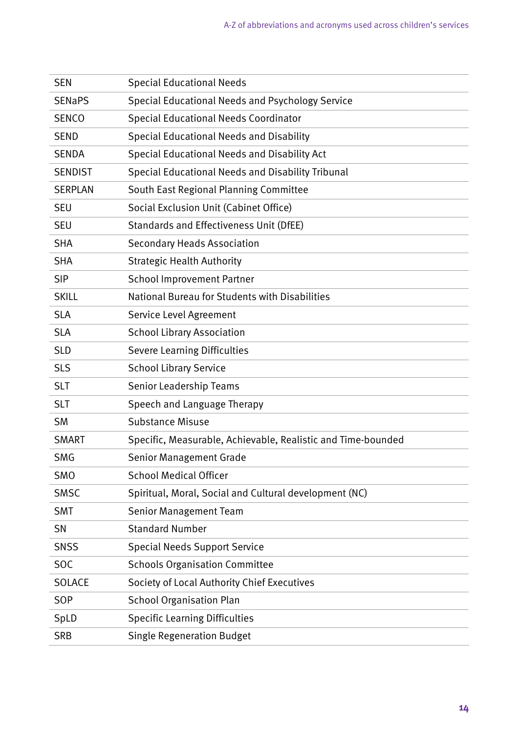| | |
|---|---|
| SEN | Special Educational Needs |
| SENaPS | Special Educational Needs and Psychology Service |
| SENCO | Special Educational Needs Coordinator |
| SEND | Special Educational Needs and Disability |
| SENDA | Special Educational Needs and Disability Act |
| SENDIST | Special Educational Needs and Disability Tribunal |
| SERPLAN | South East Regional Planning Committee |
| SEU | Social Exclusion Unit (Cabinet Office) |
| SEU | Standards and Effectiveness Unit (DfEE) |
| SHA | Secondary Heads Association |
| SHA | Strategic Health Authority |
| SIP | School Improvement Partner |
| SKILL | National Bureau for Students with Disabilities |
| SLA | Service Level Agreement |
| SLA | School Library Association |
| SLD | Severe Learning Difficulties |
| SLS | School Library Service |
| SLT | Senior Leadership Teams |
| SLT | Speech and Language Therapy |
| SM | Substance Misuse |
| SMART | Specific, Measurable, Achievable, Realistic and Time-bounded |
| SMG | Senior Management Grade |
| SMO | School Medical Officer |
| SMSC | Spiritual, Moral, Social and Cultural development (NC) |
| SMT | Senior Management Team |
| SN | Standard Number |
| SNSS | Special Needs Support Service |
| SOC | Schools Organisation Committee |
| SOLACE | Society of Local Authority Chief Executives |
| SOP | School Organisation Plan |
| SpLD | Specific Learning Difficulties |
| SRB | Single Regeneration Budget |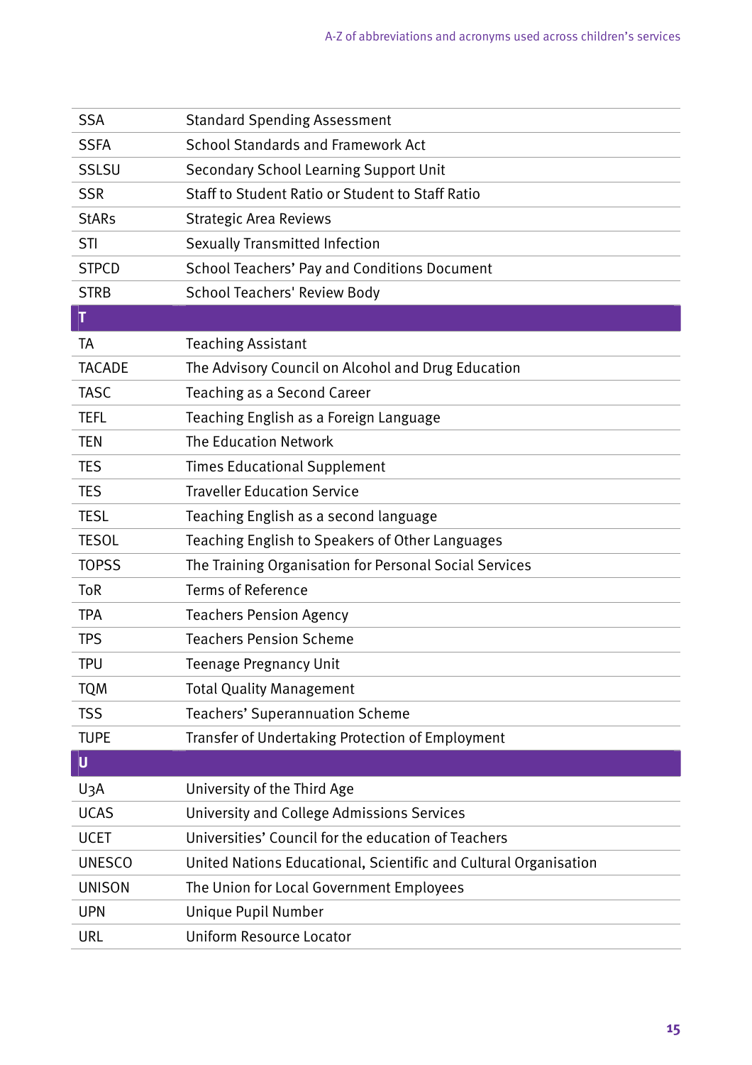| | |
|---|---|
| SSA | Standard Spending Assessment |
| SSFA | School Standards and Framework Act |
| SSLSU | Secondary School Learning Support Unit |
| SSR | Staff to Student Ratio or Student to Staff Ratio |
| StARs | Strategic Area Reviews |
| STI | Sexually Transmitted Infection |
| STPCD | School Teachers' Pay and Conditions Document |
| STRB | School Teachers' Review Body |
| **T** | |
| TA | Teaching Assistant |
| TACADE | The Advisory Council on Alcohol and Drug Education |
| TASC | Teaching as a Second Career |
| TEFL | Teaching English as a Foreign Language |
| TEN | The Education Network |
| TES | Times Educational Supplement |
| TES | Traveller Education Service |
| TESL | Teaching English as a second language |
| TESOL | Teaching English to Speakers of Other Languages |
| TOPSS | The Training Organisation for Personal Social Services |
| ToR | Terms of Reference |
| TPA | Teachers Pension Agency |
| TPS | Teachers Pension Scheme |
| TPU | Teenage Pregnancy Unit |
| TQM | Total Quality Management |
| TSS | Teachers' Superannuation Scheme |
| TUPE | Transfer of Undertaking Protection of Employment |
| **U** | |
| U3A | University of the Third Age |
| UCAS | University and College Admissions Services |
| UCET | Universities' Council for the education of Teachers |
| UNESCO | United Nations Educational, Scientific and Cultural Organisation |
| UNISON | The Union for Local Government Employees |
| UPN | Unique Pupil Number |
| URL | Uniform Resource Locator |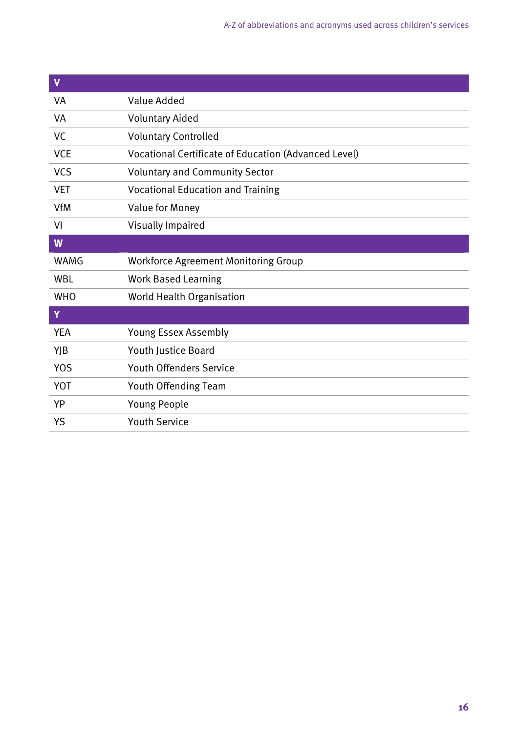| V | |
|---|---|
| VA | Value Added |
| VA | Voluntary Aided |
| VC | Voluntary Controlled |
| VCE | Vocational Certificate of Education (Advanced Level) |
| VCS | Voluntary and Community Sector |
| VET | Vocational Education and Training |
| VfM | Value for Money |
| VI | Visually Impaired |
| **W** | |
| WAMG | Workforce Agreement Monitoring Group |
| WBL | Work Based Learning |
| WHO | World Health Organisation |
| **Y** | |
| YEA | Young Essex Assembly |
| YJB | Youth Justice Board |
| YOS | Youth Offenders Service |
| YOT | Youth Offending Team |
| YP | Young People |
| YS | Youth Service |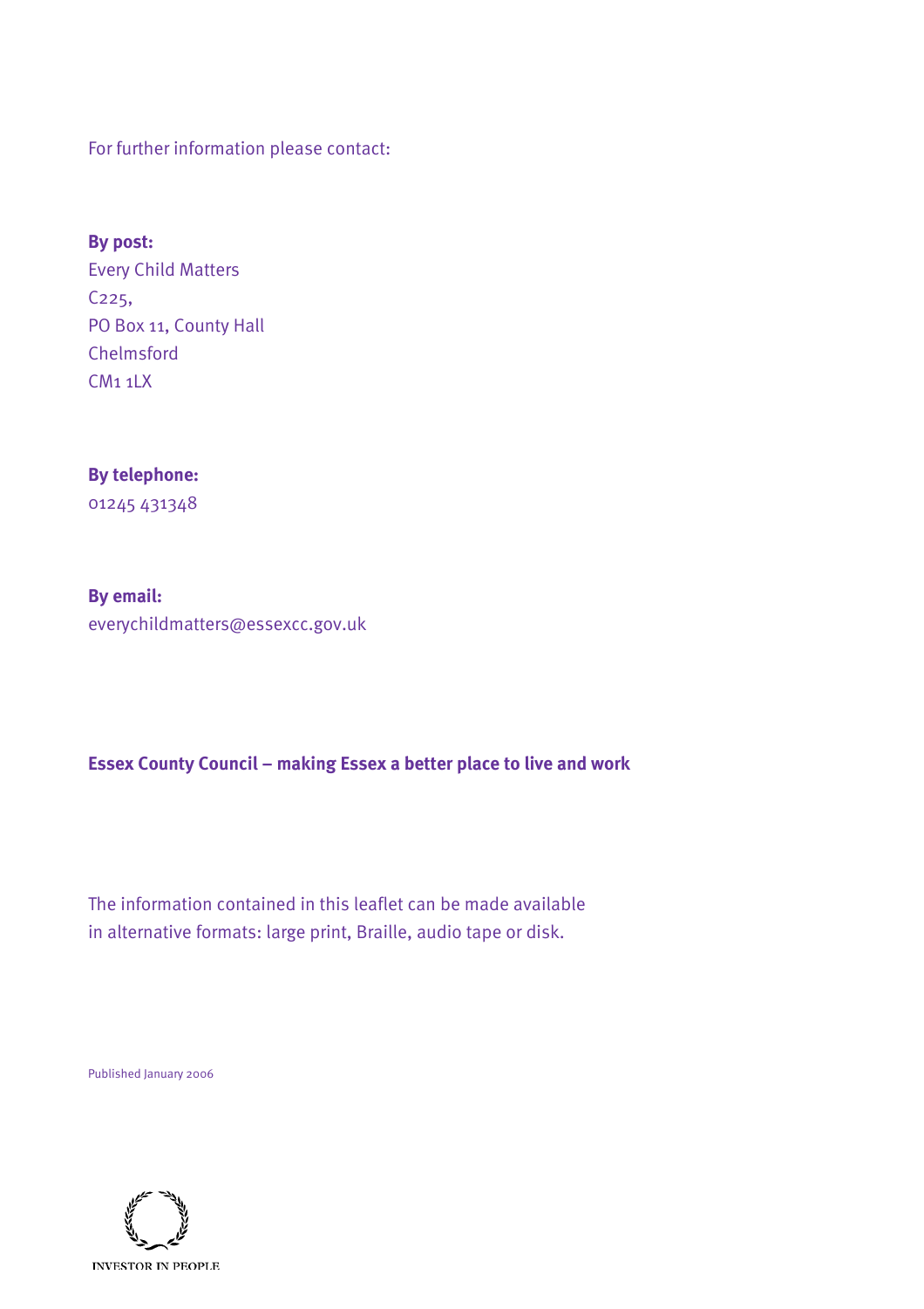For further information please contact:

**By post:**
Every Child Matters
C225,
PO Box 11, County Hall
Chelmsford
CM1 1LX

**By telephone:**
01245 431348

**By email:**
everychildmatters@essexcc.gov.uk

**Essex County Council – making Essex a better place to live and work**

The information contained in this leaflet can be made available in alternative formats: large print, Braille, audio tape or disk.

Published January 2006

INVESTOR IN PEOPLE